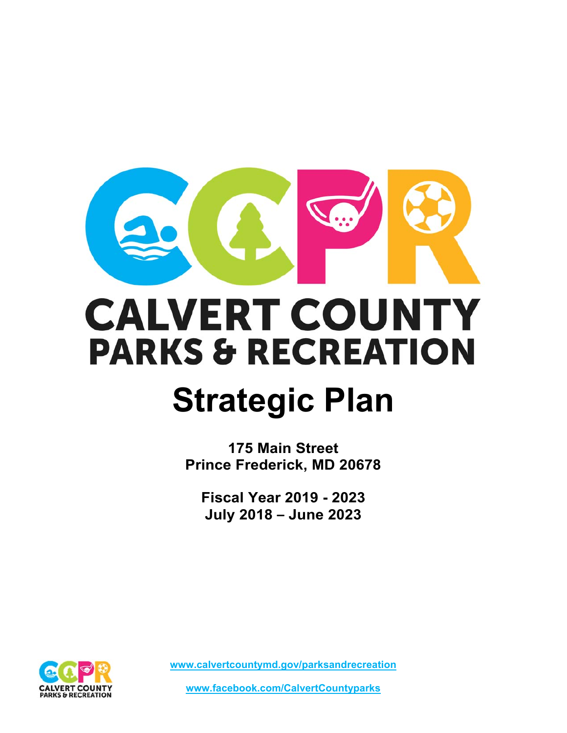# CALVERT COUNTY PARKS & RECREATION

# Strategic Plan

**175 Main Street**
**Prince Frederick, MD 20678**

**Fiscal Year 2019 - 2023**
**July 2018 – June 2023**

www.calvertcountymd.gov/parksandrecreation

www.facebook.com/CalvertCountyparks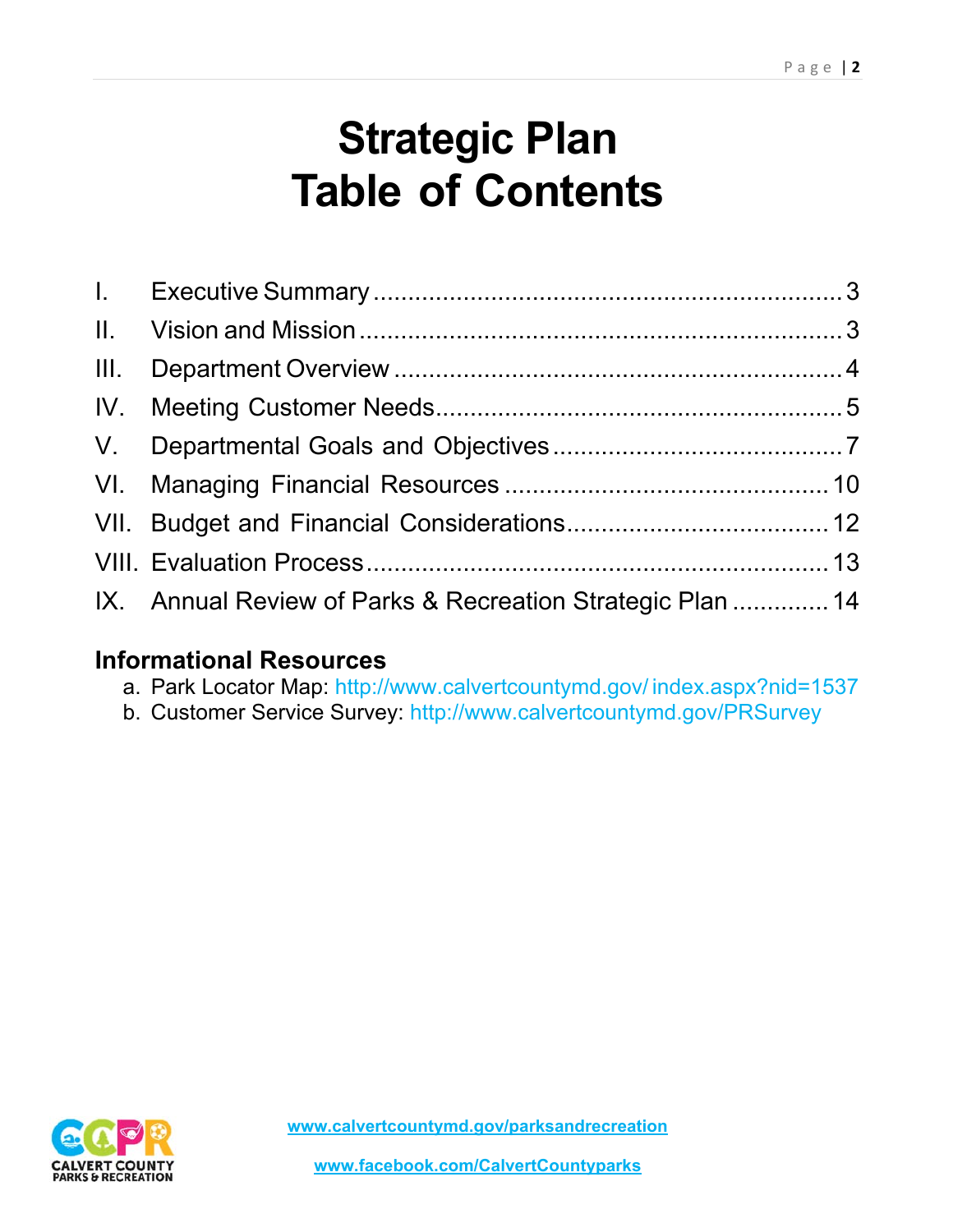# Strategic Plan
# Table of Contents

| | | |
|---|---|---|
| I. | Executive Summary | 3 |
| II. | Vision and Mission | 3 |
| III. | Department Overview | 4 |
| IV. | Meeting Customer Needs | 5 |
| V. | Departmental Goals and Objectives | 7 |
| VI. | Managing Financial Resources | 10 |
| VII. | Budget and Financial Considerations | 12 |
| VIII. | Evaluation Process | 13 |
| IX. | Annual Review of Parks & Recreation Strategic Plan | 14 |

## Informational Resources

a. Park Locator Map: http://www.calvertcountymd.gov/ index.aspx?nid=1537
b. Customer Service Survey: http://www.calvertcountymd.gov/PRSurvey

www.calvertcountymd.gov/parksandrecreation

www.facebook.com/CalvertCountyparks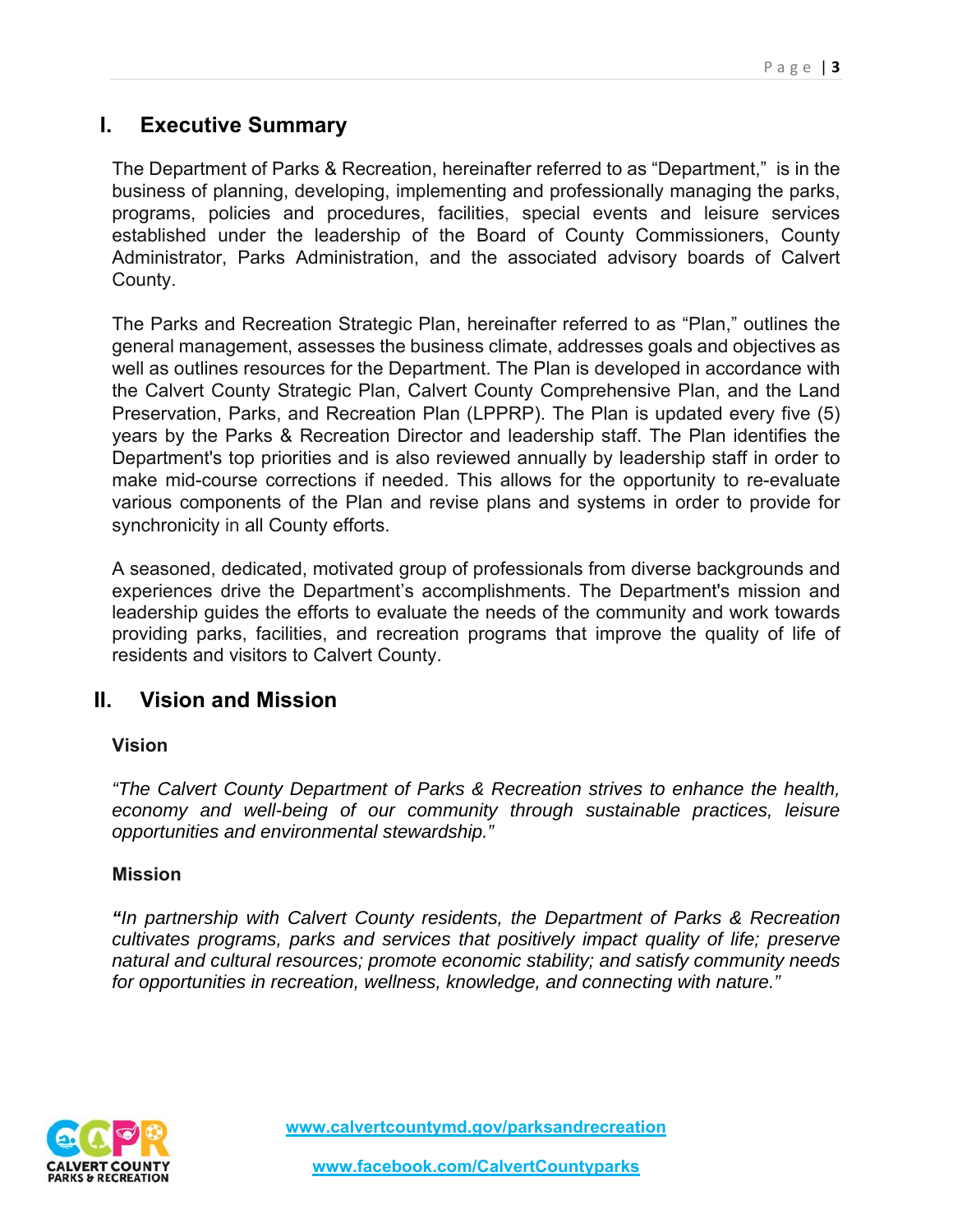## I. Executive Summary

The Department of Parks & Recreation, hereinafter referred to as "Department," is in the business of planning, developing, implementing and professionally managing the parks, programs, policies and procedures, facilities, special events and leisure services established under the leadership of the Board of County Commissioners, County Administrator, Parks Administration, and the associated advisory boards of Calvert County.

The Parks and Recreation Strategic Plan, hereinafter referred to as "Plan," outlines the general management, assesses the business climate, addresses goals and objectives as well as outlines resources for the Department. The Plan is developed in accordance with the Calvert County Strategic Plan, Calvert County Comprehensive Plan, and the Land Preservation, Parks, and Recreation Plan (LPPRP). The Plan is updated every five (5) years by the Parks & Recreation Director and leadership staff. The Plan identifies the Department's top priorities and is also reviewed annually by leadership staff in order to make mid-course corrections if needed. This allows for the opportunity to re-evaluate various components of the Plan and revise plans and systems in order to provide for synchronicity in all County efforts.

A seasoned, dedicated, motivated group of professionals from diverse backgrounds and experiences drive the Department's accomplishments. The Department's mission and leadership guides the efforts to evaluate the needs of the community and work towards providing parks, facilities, and recreation programs that improve the quality of life of residents and visitors to Calvert County.

## II. Vision and Mission

### Vision

*"The Calvert County Department of Parks & Recreation strives to enhance the health, economy and well-being of our community through sustainable practices, leisure opportunities and environmental stewardship."*

### Mission

***"****In partnership with Calvert County residents, the Department of Parks & Recreation cultivates programs, parks and services that positively impact quality of life; preserve natural and cultural resources; promote economic stability; and satisfy community needs for opportunities in recreation, wellness, knowledge, and connecting with nature."*

www.calvertcountymd.gov/parksandrecreation

www.facebook.com/CalvertCountyparks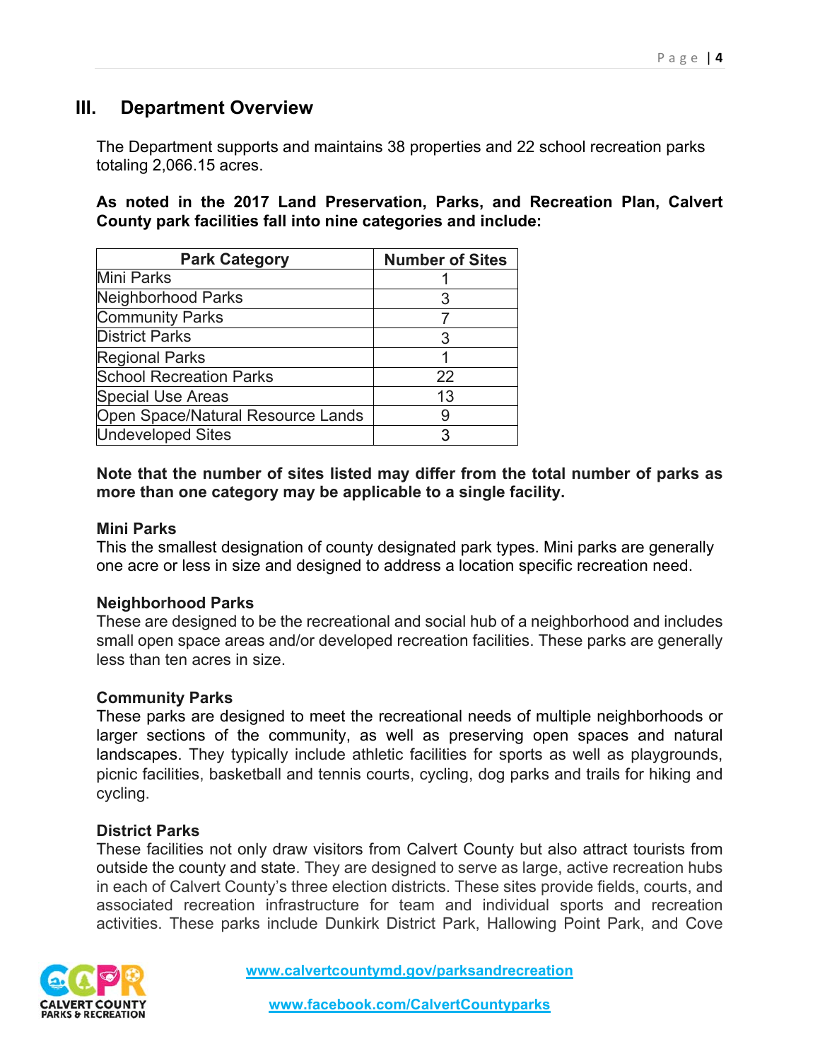## III. Department Overview

The Department supports and maintains 38 properties and 22 school recreation parks totaling 2,066.15 acres.

**As noted in the 2017 Land Preservation, Parks, and Recreation Plan, Calvert County park facilities fall into nine categories and include:**

| Park Category | Number of Sites |
|---|---|
| Mini Parks | 1 |
| Neighborhood Parks | 3 |
| Community Parks | 7 |
| District Parks | 3 |
| Regional Parks | 1 |
| School Recreation Parks | 22 |
| Special Use Areas | 13 |
| Open Space/Natural Resource Lands | 9 |
| Undeveloped Sites | 3 |

**Note that the number of sites listed may differ from the total number of parks as more than one category may be applicable to a single facility.**

**Mini Parks**
This the smallest designation of county designated park types. Mini parks are generally one acre or less in size and designed to address a location specific recreation need.

**Neighborhood Parks**
These are designed to be the recreational and social hub of a neighborhood and includes small open space areas and/or developed recreation facilities. These parks are generally less than ten acres in size.

**Community Parks**
These parks are designed to meet the recreational needs of multiple neighborhoods or larger sections of the community, as well as preserving open spaces and natural landscapes. They typically include athletic facilities for sports as well as playgrounds, picnic facilities, basketball and tennis courts, cycling, dog parks and trails for hiking and cycling.

**District Parks**
These facilities not only draw visitors from Calvert County but also attract tourists from outside the county and state. They are designed to serve as large, active recreation hubs in each of Calvert County's three election districts. These sites provide fields, courts, and associated recreation infrastructure for team and individual sports and recreation activities. These parks include Dunkirk District Park, Hallowing Point Park, and Cove

www.calvertcountymd.gov/parksandrecreation

www.facebook.com/CalvertCountyparks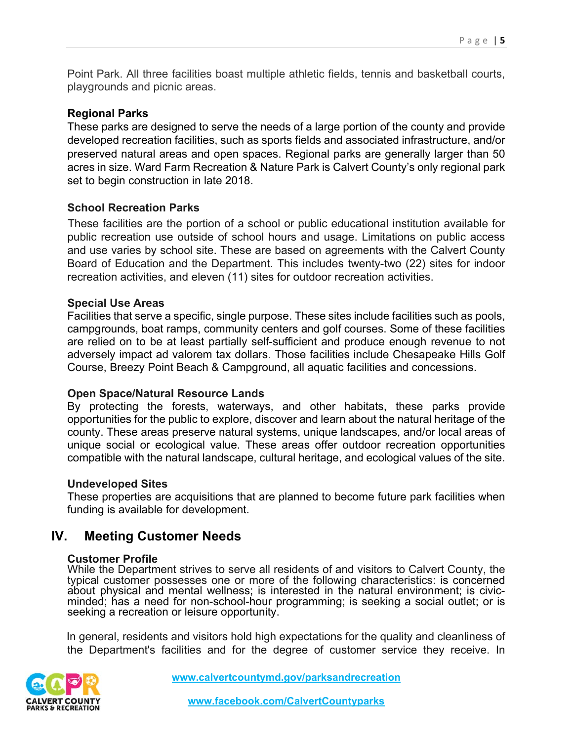Point Park. All three facilities boast multiple athletic fields, tennis and basketball courts, playgrounds and picnic areas.

**Regional Parks**

These parks are designed to serve the needs of a large portion of the county and provide developed recreation facilities, such as sports fields and associated infrastructure, and/or preserved natural areas and open spaces. Regional parks are generally larger than 50 acres in size. Ward Farm Recreation & Nature Park is Calvert County's only regional park set to begin construction in late 2018.

**School Recreation Parks**

These facilities are the portion of a school or public educational institution available for public recreation use outside of school hours and usage. Limitations on public access and use varies by school site. These are based on agreements with the Calvert County Board of Education and the Department. This includes twenty-two (22) sites for indoor recreation activities, and eleven (11) sites for outdoor recreation activities.

**Special Use Areas**

Facilities that serve a specific, single purpose. These sites include facilities such as pools, campgrounds, boat ramps, community centers and golf courses. Some of these facilities are relied on to be at least partially self-sufficient and produce enough revenue to not adversely impact ad valorem tax dollars. Those facilities include Chesapeake Hills Golf Course, Breezy Point Beach & Campground, all aquatic facilities and concessions.

**Open Space/Natural Resource Lands**

By protecting the forests, waterways, and other habitats, these parks provide opportunities for the public to explore, discover and learn about the natural heritage of the county. These areas preserve natural systems, unique landscapes, and/or local areas of unique social or ecological value. These areas offer outdoor recreation opportunities compatible with the natural landscape, cultural heritage, and ecological values of the site.

**Undeveloped Sites**

These properties are acquisitions that are planned to become future park facilities when funding is available for development.

## IV. Meeting Customer Needs

**Customer Profile**

While the Department strives to serve all residents of and visitors to Calvert County, the typical customer possesses one or more of the following characteristics: is concerned about physical and mental wellness; is interested in the natural environment; is civic-minded; has a need for non-school-hour programming; is seeking a social outlet; or is seeking a recreation or leisure opportunity.

In general, residents and visitors hold high expectations for the quality and cleanliness of the Department's facilities and for the degree of customer service they receive. In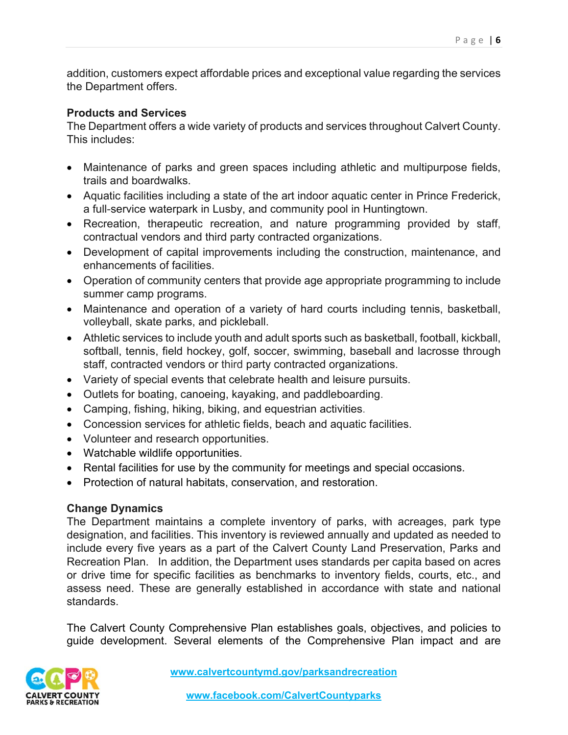addition, customers expect affordable prices and exceptional value regarding the services the Department offers.

**Products and Services**

The Department offers a wide variety of products and services throughout Calvert County. This includes:

- Maintenance of parks and green spaces including athletic and multipurpose fields, trails and boardwalks.
- Aquatic facilities including a state of the art indoor aquatic center in Prince Frederick, a full-service waterpark in Lusby, and community pool in Huntingtown.
- Recreation, therapeutic recreation, and nature programming provided by staff, contractual vendors and third party contracted organizations.
- Development of capital improvements including the construction, maintenance, and enhancements of facilities.
- Operation of community centers that provide age appropriate programming to include summer camp programs.
- Maintenance and operation of a variety of hard courts including tennis, basketball, volleyball, skate parks, and pickleball.
- Athletic services to include youth and adult sports such as basketball, football, kickball, softball, tennis, field hockey, golf, soccer, swimming, baseball and lacrosse through staff, contracted vendors or third party contracted organizations.
- Variety of special events that celebrate health and leisure pursuits.
- Outlets for boating, canoeing, kayaking, and paddleboarding.
- Camping, fishing, hiking, biking, and equestrian activities.
- Concession services for athletic fields, beach and aquatic facilities.
- Volunteer and research opportunities.
- Watchable wildlife opportunities.
- Rental facilities for use by the community for meetings and special occasions.
- Protection of natural habitats, conservation, and restoration.

**Change Dynamics**

The Department maintains a complete inventory of parks, with acreages, park type designation, and facilities. This inventory is reviewed annually and updated as needed to include every five years as a part of the Calvert County Land Preservation, Parks and Recreation Plan. In addition, the Department uses standards per capita based on acres or drive time for specific facilities as benchmarks to inventory fields, courts, etc., and assess need. These are generally established in accordance with state and national standards.

The Calvert County Comprehensive Plan establishes goals, objectives, and policies to guide development. Several elements of the Comprehensive Plan impact and are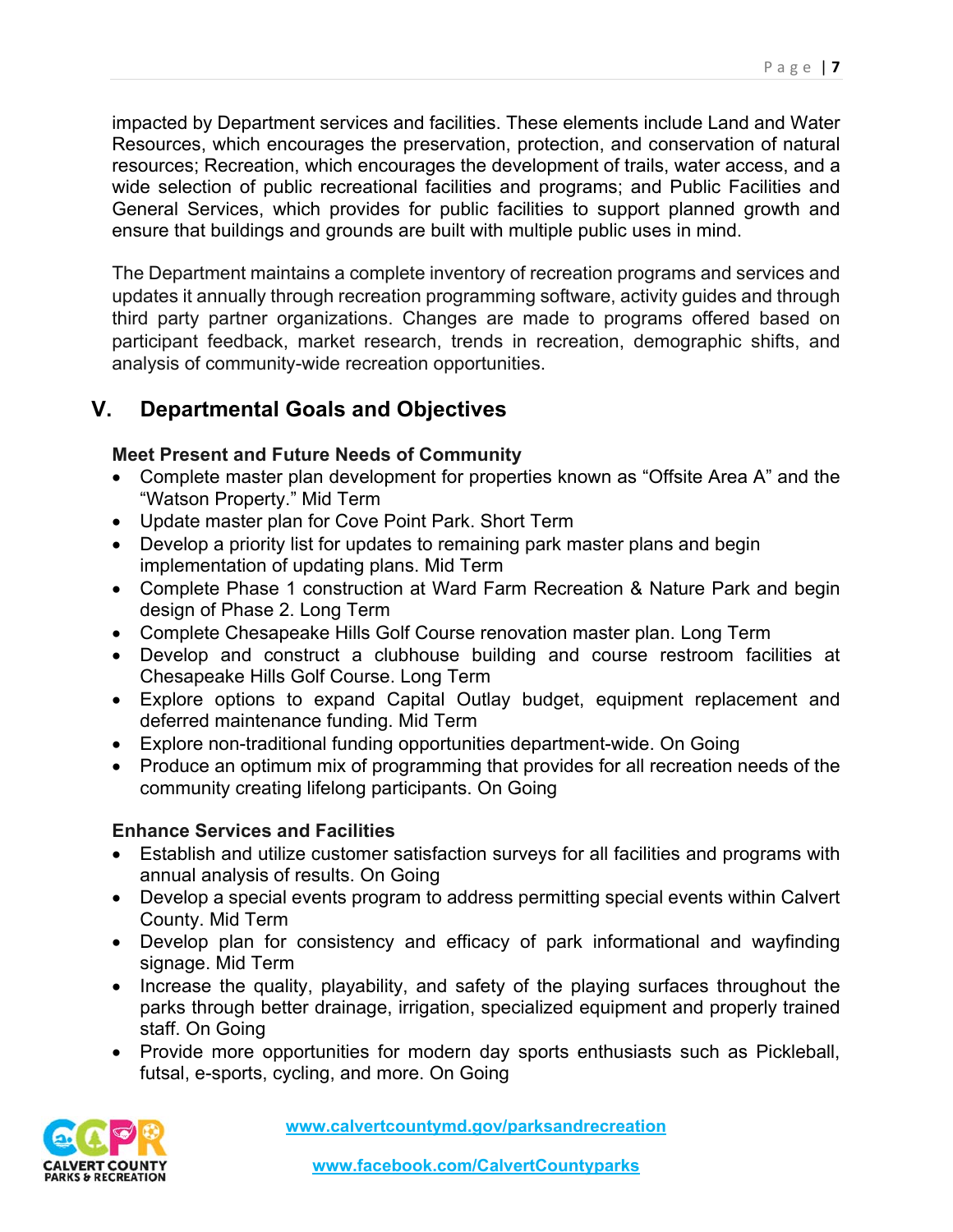impacted by Department services and facilities. These elements include Land and Water Resources, which encourages the preservation, protection, and conservation of natural resources; Recreation, which encourages the development of trails, water access, and a wide selection of public recreational facilities and programs; and Public Facilities and General Services, which provides for public facilities to support planned growth and ensure that buildings and grounds are built with multiple public uses in mind.

The Department maintains a complete inventory of recreation programs and services and updates it annually through recreation programming software, activity guides and through third party partner organizations. Changes are made to programs offered based on participant feedback, market research, trends in recreation, demographic shifts, and analysis of community-wide recreation opportunities.

## V. Departmental Goals and Objectives

**Meet Present and Future Needs of Community**

- Complete master plan development for properties known as "Offsite Area A" and the "Watson Property." Mid Term
- Update master plan for Cove Point Park. Short Term
- Develop a priority list for updates to remaining park master plans and begin implementation of updating plans. Mid Term
- Complete Phase 1 construction at Ward Farm Recreation & Nature Park and begin design of Phase 2. Long Term
- Complete Chesapeake Hills Golf Course renovation master plan. Long Term
- Develop and construct a clubhouse building and course restroom facilities at Chesapeake Hills Golf Course. Long Term
- Explore options to expand Capital Outlay budget, equipment replacement and deferred maintenance funding. Mid Term
- Explore non-traditional funding opportunities department-wide. On Going
- Produce an optimum mix of programming that provides for all recreation needs of the community creating lifelong participants. On Going

**Enhance Services and Facilities**

- Establish and utilize customer satisfaction surveys for all facilities and programs with annual analysis of results. On Going
- Develop a special events program to address permitting special events within Calvert County. Mid Term
- Develop plan for consistency and efficacy of park informational and wayfinding signage. Mid Term
- Increase the quality, playability, and safety of the playing surfaces throughout the parks through better drainage, irrigation, specialized equipment and properly trained staff. On Going
- Provide more opportunities for modern day sports enthusiasts such as Pickleball, futsal, e-sports, cycling, and more. On Going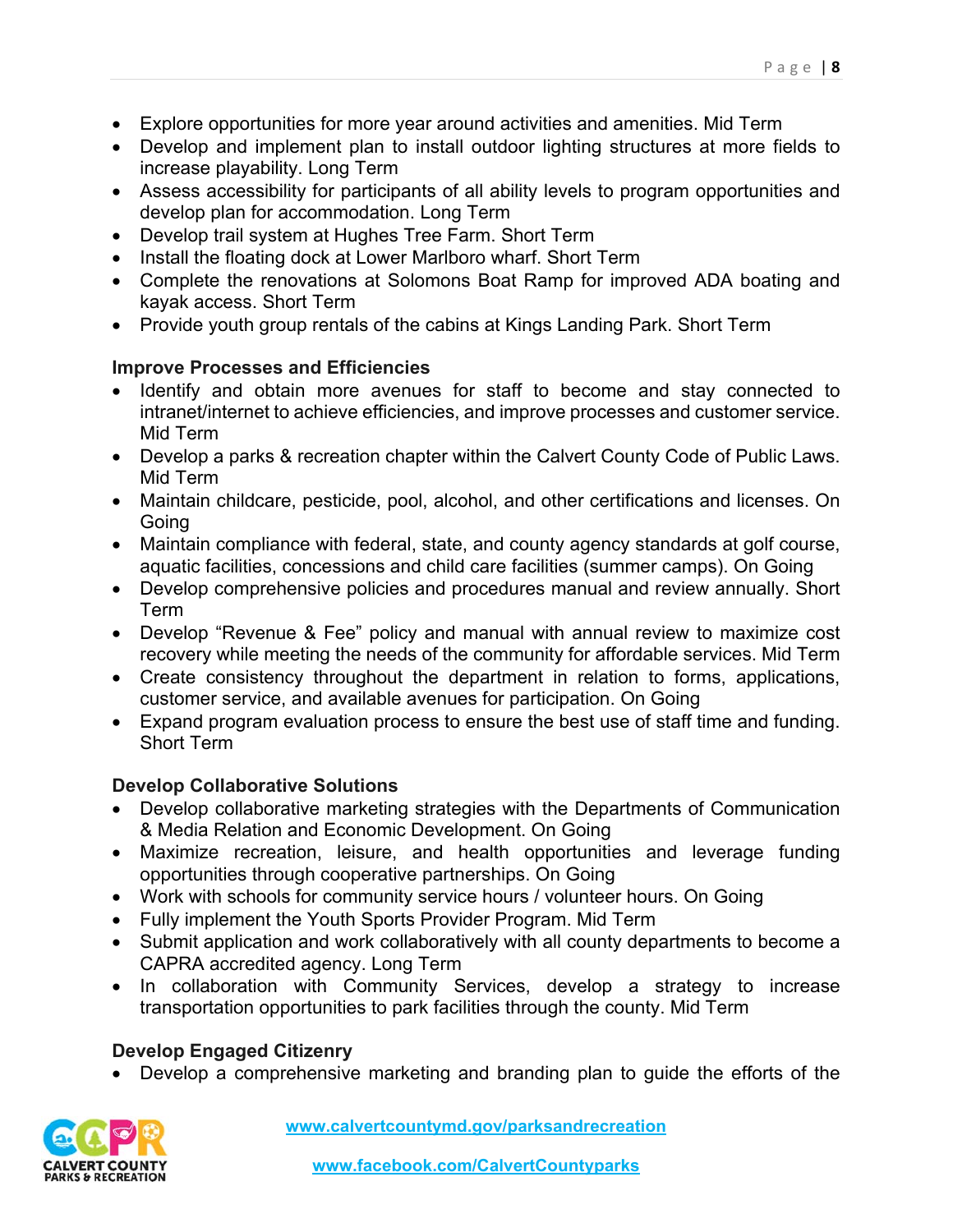- Explore opportunities for more year around activities and amenities. Mid Term
- Develop and implement plan to install outdoor lighting structures at more fields to increase playability. Long Term
- Assess accessibility for participants of all ability levels to program opportunities and develop plan for accommodation. Long Term
- Develop trail system at Hughes Tree Farm. Short Term
- Install the floating dock at Lower Marlboro wharf. Short Term
- Complete the renovations at Solomons Boat Ramp for improved ADA boating and kayak access. Short Term
- Provide youth group rentals of the cabins at Kings Landing Park. Short Term

**Improve Processes and Efficiencies**

- Identify and obtain more avenues for staff to become and stay connected to intranet/internet to achieve efficiencies, and improve processes and customer service. Mid Term
- Develop a parks & recreation chapter within the Calvert County Code of Public Laws. Mid Term
- Maintain childcare, pesticide, pool, alcohol, and other certifications and licenses. On Going
- Maintain compliance with federal, state, and county agency standards at golf course, aquatic facilities, concessions and child care facilities (summer camps). On Going
- Develop comprehensive policies and procedures manual and review annually. Short Term
- Develop "Revenue & Fee" policy and manual with annual review to maximize cost recovery while meeting the needs of the community for affordable services. Mid Term
- Create consistency throughout the department in relation to forms, applications, customer service, and available avenues for participation. On Going
- Expand program evaluation process to ensure the best use of staff time and funding. Short Term

**Develop Collaborative Solutions**

- Develop collaborative marketing strategies with the Departments of Communication & Media Relation and Economic Development. On Going
- Maximize recreation, leisure, and health opportunities and leverage funding opportunities through cooperative partnerships. On Going
- Work with schools for community service hours / volunteer hours. On Going
- Fully implement the Youth Sports Provider Program. Mid Term
- Submit application and work collaboratively with all county departments to become a CAPRA accredited agency. Long Term
- In collaboration with Community Services, develop a strategy to increase transportation opportunities to park facilities through the county. Mid Term

**Develop Engaged Citizenry**

- Develop a comprehensive marketing and branding plan to guide the efforts of the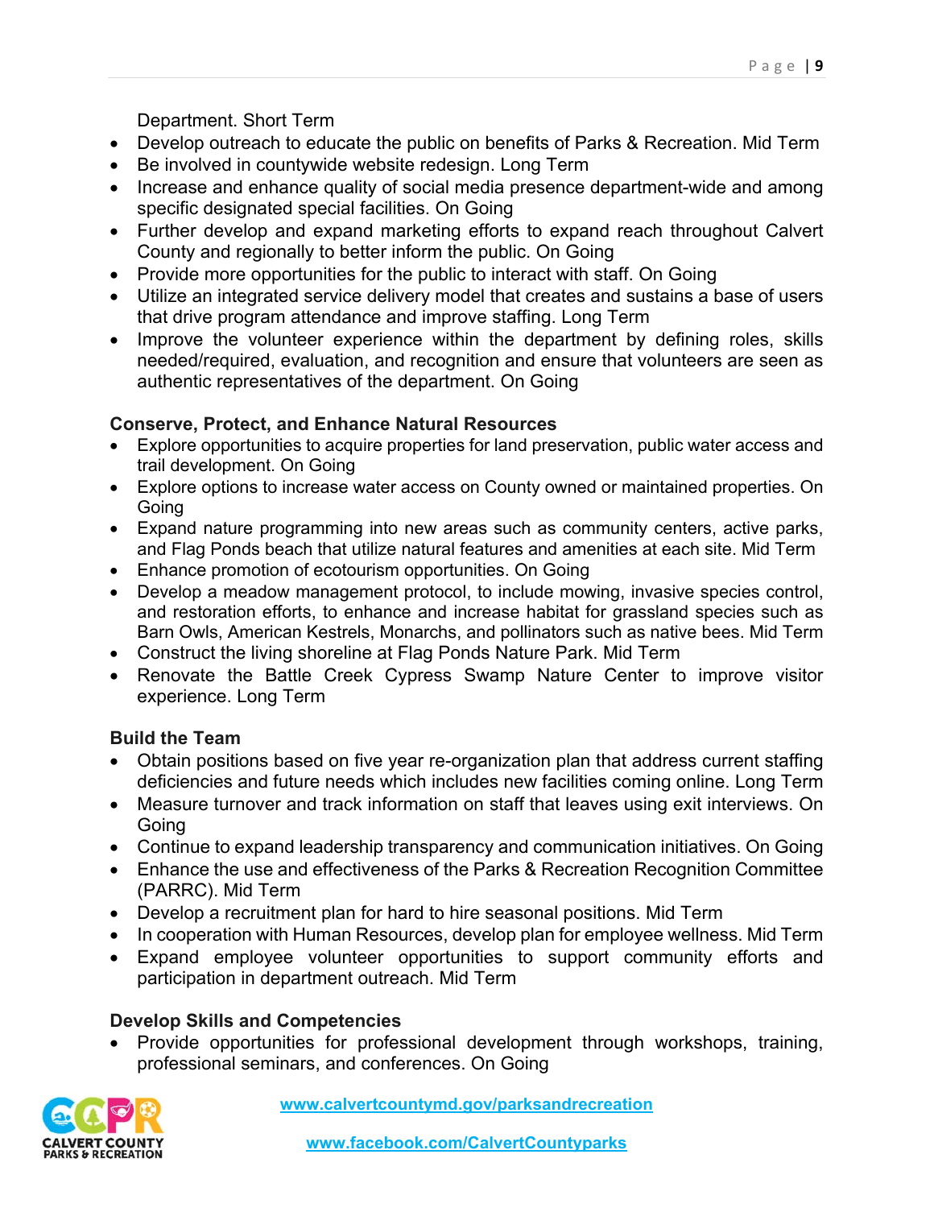Department. Short Term

- Develop outreach to educate the public on benefits of Parks & Recreation. Mid Term
- Be involved in countywide website redesign. Long Term
- Increase and enhance quality of social media presence department-wide and among specific designated special facilities. On Going
- Further develop and expand marketing efforts to expand reach throughout Calvert County and regionally to better inform the public. On Going
- Provide more opportunities for the public to interact with staff. On Going
- Utilize an integrated service delivery model that creates and sustains a base of users that drive program attendance and improve staffing. Long Term
- Improve the volunteer experience within the department by defining roles, skills needed/required, evaluation, and recognition and ensure that volunteers are seen as authentic representatives of the department. On Going

**Conserve, Protect, and Enhance Natural Resources**

- Explore opportunities to acquire properties for land preservation, public water access and trail development. On Going
- Explore options to increase water access on County owned or maintained properties. On Going
- Expand nature programming into new areas such as community centers, active parks, and Flag Ponds beach that utilize natural features and amenities at each site. Mid Term
- Enhance promotion of ecotourism opportunities. On Going
- Develop a meadow management protocol, to include mowing, invasive species control, and restoration efforts, to enhance and increase habitat for grassland species such as Barn Owls, American Kestrels, Monarchs, and pollinators such as native bees. Mid Term
- Construct the living shoreline at Flag Ponds Nature Park. Mid Term
- Renovate the Battle Creek Cypress Swamp Nature Center to improve visitor experience. Long Term

**Build the Team**

- Obtain positions based on five year re-organization plan that address current staffing deficiencies and future needs which includes new facilities coming online. Long Term
- Measure turnover and track information on staff that leaves using exit interviews. On Going
- Continue to expand leadership transparency and communication initiatives. On Going
- Enhance the use and effectiveness of the Parks & Recreation Recognition Committee (PARRC). Mid Term
- Develop a recruitment plan for hard to hire seasonal positions. Mid Term
- In cooperation with Human Resources, develop plan for employee wellness. Mid Term
- Expand employee volunteer opportunities to support community efforts and participation in department outreach. Mid Term

**Develop Skills and Competencies**

- Provide opportunities for professional development through workshops, training, professional seminars, and conferences. On Going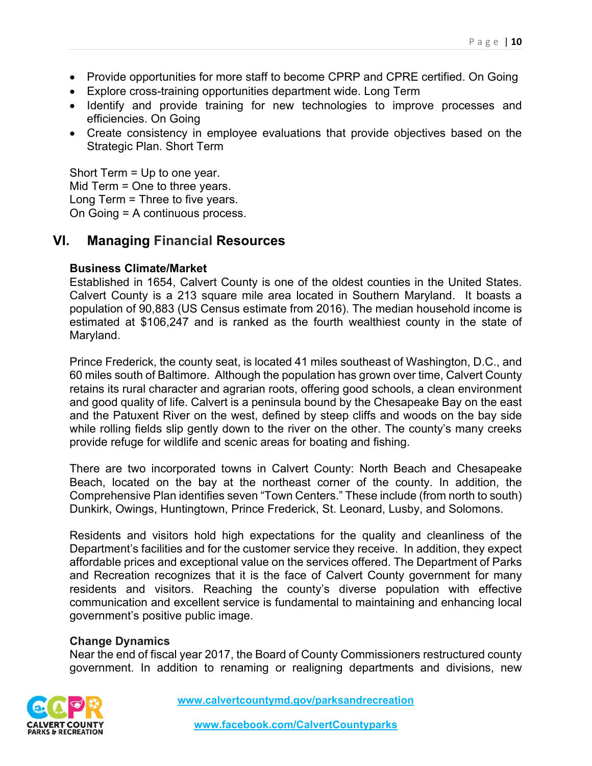- Provide opportunities for more staff to become CPRP and CPRE certified. On Going
- Explore cross-training opportunities department wide. Long Term
- Identify and provide training for new technologies to improve processes and efficiencies. On Going
- Create consistency in employee evaluations that provide objectives based on the Strategic Plan. Short Term

Short Term = Up to one year.
Mid Term = One to three years.
Long Term = Three to five years.
On Going = A continuous process.

## VI. Managing Financial Resources

**Business Climate/Market**
Established in 1654, Calvert County is one of the oldest counties in the United States. Calvert County is a 213 square mile area located in Southern Maryland. It boasts a population of 90,883 (US Census estimate from 2016). The median household income is estimated at $106,247 and is ranked as the fourth wealthiest county in the state of Maryland.

Prince Frederick, the county seat, is located 41 miles southeast of Washington, D.C., and 60 miles south of Baltimore. Although the population has grown over time, Calvert County retains its rural character and agrarian roots, offering good schools, a clean environment and good quality of life. Calvert is a peninsula bound by the Chesapeake Bay on the east and the Patuxent River on the west, defined by steep cliffs and woods on the bay side while rolling fields slip gently down to the river on the other. The county's many creeks provide refuge for wildlife and scenic areas for boating and fishing.

There are two incorporated towns in Calvert County: North Beach and Chesapeake Beach, located on the bay at the northeast corner of the county. In addition, the Comprehensive Plan identifies seven "Town Centers." These include (from north to south) Dunkirk, Owings, Huntingtown, Prince Frederick, St. Leonard, Lusby, and Solomons.

Residents and visitors hold high expectations for the quality and cleanliness of the Department's facilities and for the customer service they receive. In addition, they expect affordable prices and exceptional value on the services offered. The Department of Parks and Recreation recognizes that it is the face of Calvert County government for many residents and visitors. Reaching the county's diverse population with effective communication and excellent service is fundamental to maintaining and enhancing local government's positive public image.

**Change Dynamics**
Near the end of fiscal year 2017, the Board of County Commissioners restructured county government. In addition to renaming or realigning departments and divisions, new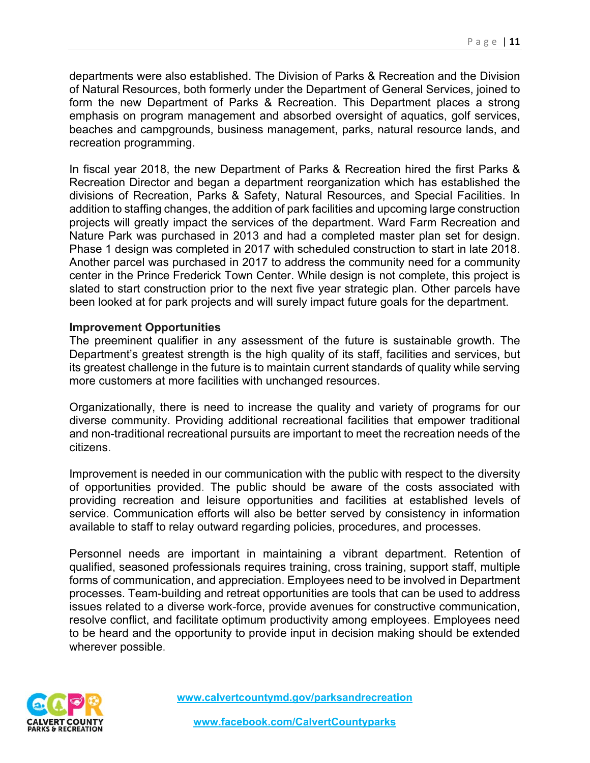departments were also established. The Division of Parks & Recreation and the Division of Natural Resources, both formerly under the Department of General Services, joined to form the new Department of Parks & Recreation. This Department places a strong emphasis on program management and absorbed oversight of aquatics, golf services, beaches and campgrounds, business management, parks, natural resource lands, and recreation programming.

In fiscal year 2018, the new Department of Parks & Recreation hired the first Parks & Recreation Director and began a department reorganization which has established the divisions of Recreation, Parks & Safety, Natural Resources, and Special Facilities. In addition to staffing changes, the addition of park facilities and upcoming large construction projects will greatly impact the services of the department. Ward Farm Recreation and Nature Park was purchased in 2013 and had a completed master plan set for design. Phase 1 design was completed in 2017 with scheduled construction to start in late 2018. Another parcel was purchased in 2017 to address the community need for a community center in the Prince Frederick Town Center. While design is not complete, this project is slated to start construction prior to the next five year strategic plan. Other parcels have been looked at for park projects and will surely impact future goals for the department.

**Improvement Opportunities**

The preeminent qualifier in any assessment of the future is sustainable growth. The Department's greatest strength is the high quality of its staff, facilities and services, but its greatest challenge in the future is to maintain current standards of quality while serving more customers at more facilities with unchanged resources.

Organizationally, there is need to increase the quality and variety of programs for our diverse community. Providing additional recreational facilities that empower traditional and non-traditional recreational pursuits are important to meet the recreation needs of the citizens.

Improvement is needed in our communication with the public with respect to the diversity of opportunities provided. The public should be aware of the costs associated with providing recreation and leisure opportunities and facilities at established levels of service. Communication efforts will also be better served by consistency in information available to staff to relay outward regarding policies, procedures, and processes.

Personnel needs are important in maintaining a vibrant department. Retention of qualified, seasoned professionals requires training, cross training, support staff, multiple forms of communication, and appreciation. Employees need to be involved in Department processes. Team-building and retreat opportunities are tools that can be used to address issues related to a diverse work-force, provide avenues for constructive communication, resolve conflict, and facilitate optimum productivity among employees. Employees need to be heard and the opportunity to provide input in decision making should be extended wherever possible.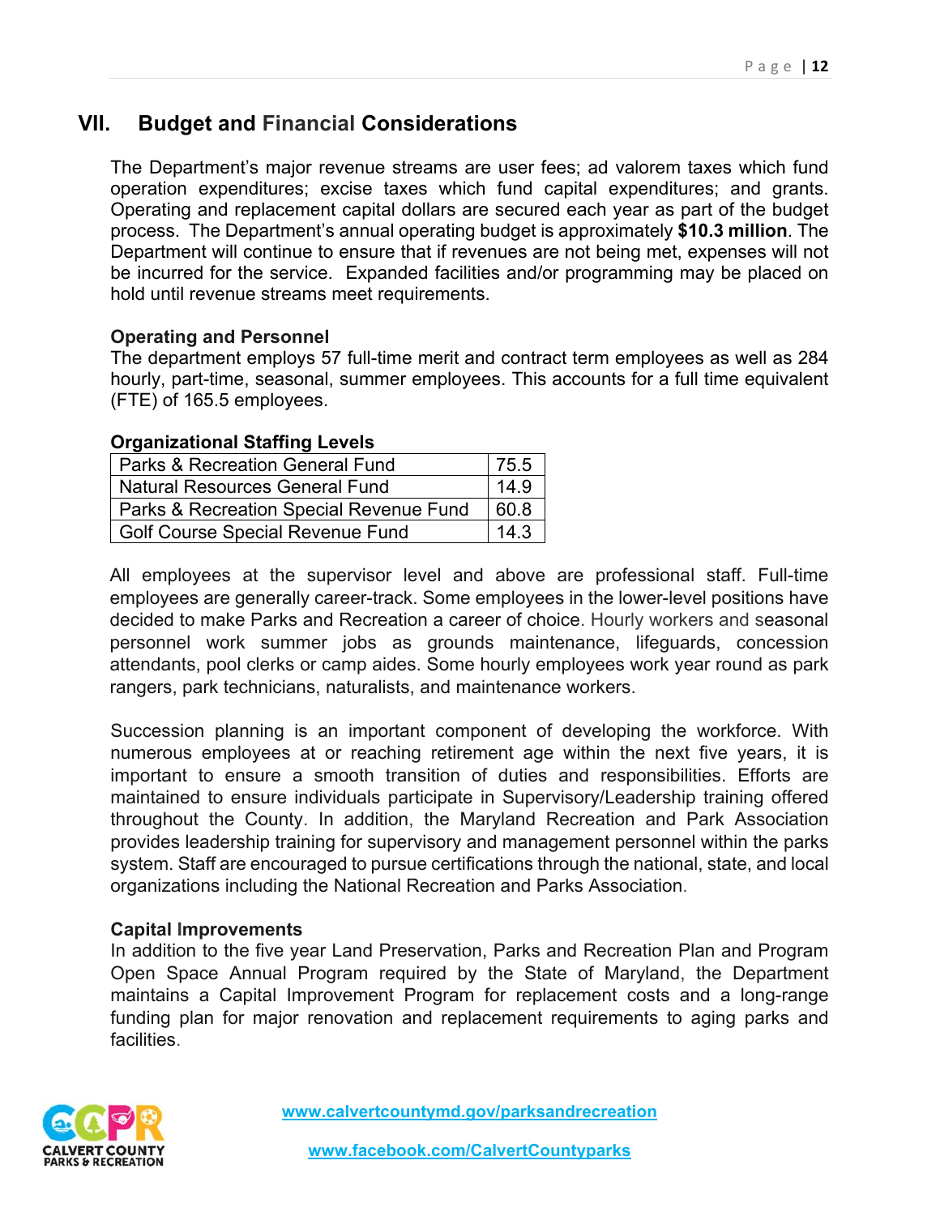## VII. Budget and Financial Considerations

The Department's major revenue streams are user fees; ad valorem taxes which fund operation expenditures; excise taxes which fund capital expenditures; and grants. Operating and replacement capital dollars are secured each year as part of the budget process. The Department's annual operating budget is approximately **$10.3 million**. The Department will continue to ensure that if revenues are not being met, expenses will not be incurred for the service. Expanded facilities and/or programming may be placed on hold until revenue streams meet requirements.

### Operating and Personnel

The department employs 57 full-time merit and contract term employees as well as 284 hourly, part-time, seasonal, summer employees. This accounts for a full time equivalent (FTE) of 165.5 employees.

**Organizational Staffing Levels**

| | |
|---|---|
| Parks & Recreation General Fund | 75.5 |
| Natural Resources General Fund | 14.9 |
| Parks & Recreation Special Revenue Fund | 60.8 |
| Golf Course Special Revenue Fund | 14.3 |

All employees at the supervisor level and above are professional staff. Full-time employees are generally career-track. Some employees in the lower-level positions have decided to make Parks and Recreation a career of choice. Hourly workers and seasonal personnel work summer jobs as grounds maintenance, lifeguards, concession attendants, pool clerks or camp aides. Some hourly employees work year round as park rangers, park technicians, naturalists, and maintenance workers.

Succession planning is an important component of developing the workforce. With numerous employees at or reaching retirement age within the next five years, it is important to ensure a smooth transition of duties and responsibilities. Efforts are maintained to ensure individuals participate in Supervisory/Leadership training offered throughout the County. In addition, the Maryland Recreation and Park Association provides leadership training for supervisory and management personnel within the parks system. Staff are encouraged to pursue certifications through the national, state, and local organizations including the National Recreation and Parks Association.

### Capital Improvements

In addition to the five year Land Preservation, Parks and Recreation Plan and Program Open Space Annual Program required by the State of Maryland, the Department maintains a Capital Improvement Program for replacement costs and a long-range funding plan for major renovation and replacement requirements to aging parks and facilities.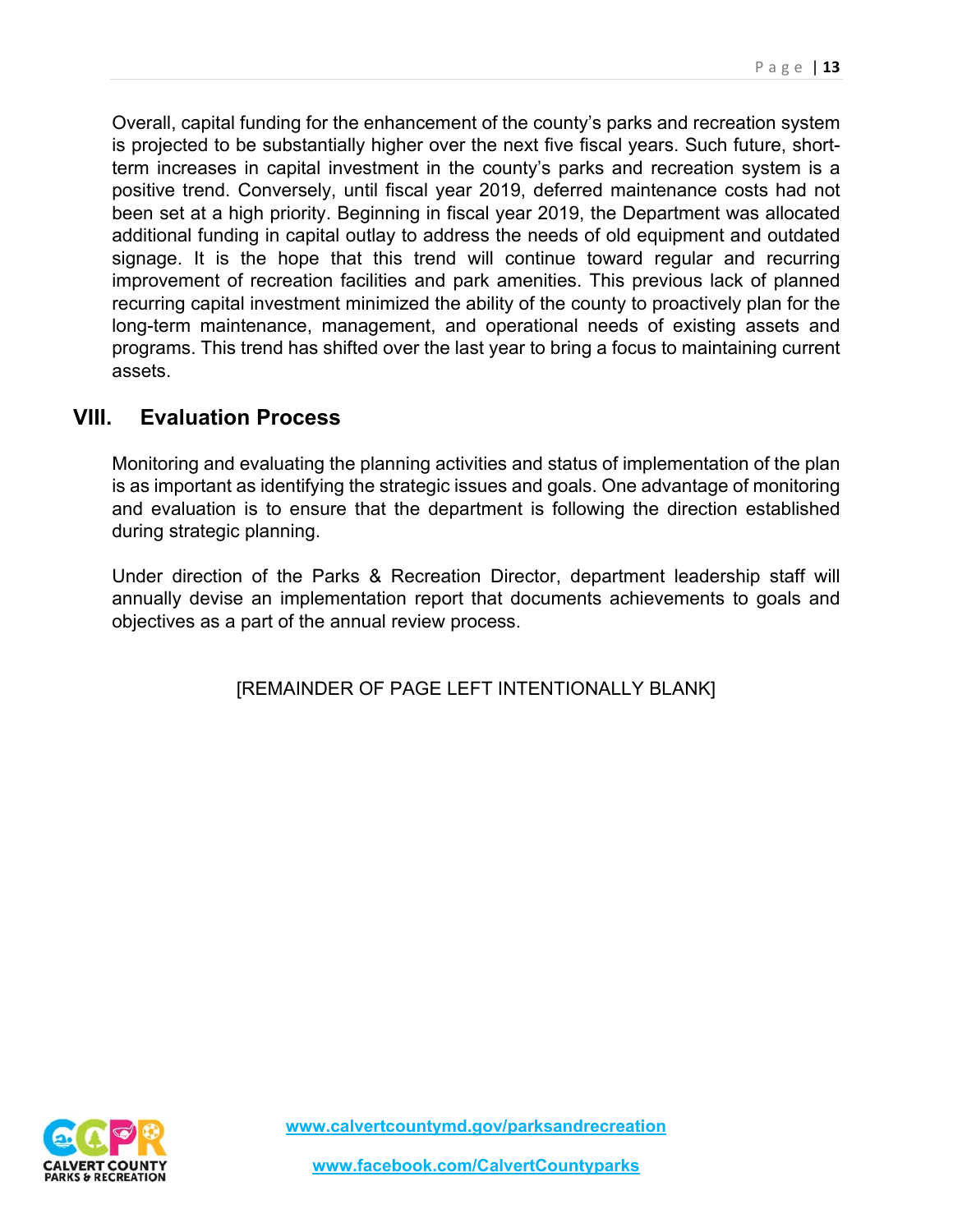Overall, capital funding for the enhancement of the county's parks and recreation system is projected to be substantially higher over the next five fiscal years. Such future, short-term increases in capital investment in the county's parks and recreation system is a positive trend. Conversely, until fiscal year 2019, deferred maintenance costs had not been set at a high priority. Beginning in fiscal year 2019, the Department was allocated additional funding in capital outlay to address the needs of old equipment and outdated signage. It is the hope that this trend will continue toward regular and recurring improvement of recreation facilities and park amenities. This previous lack of planned recurring capital investment minimized the ability of the county to proactively plan for the long-term maintenance, management, and operational needs of existing assets and programs. This trend has shifted over the last year to bring a focus to maintaining current assets.

## VIII. Evaluation Process

Monitoring and evaluating the planning activities and status of implementation of the plan is as important as identifying the strategic issues and goals. One advantage of monitoring and evaluation is to ensure that the department is following the direction established during strategic planning.

Under direction of the Parks & Recreation Director, department leadership staff will annually devise an implementation report that documents achievements to goals and objectives as a part of the annual review process.

[REMAINDER OF PAGE LEFT INTENTIONALLY BLANK]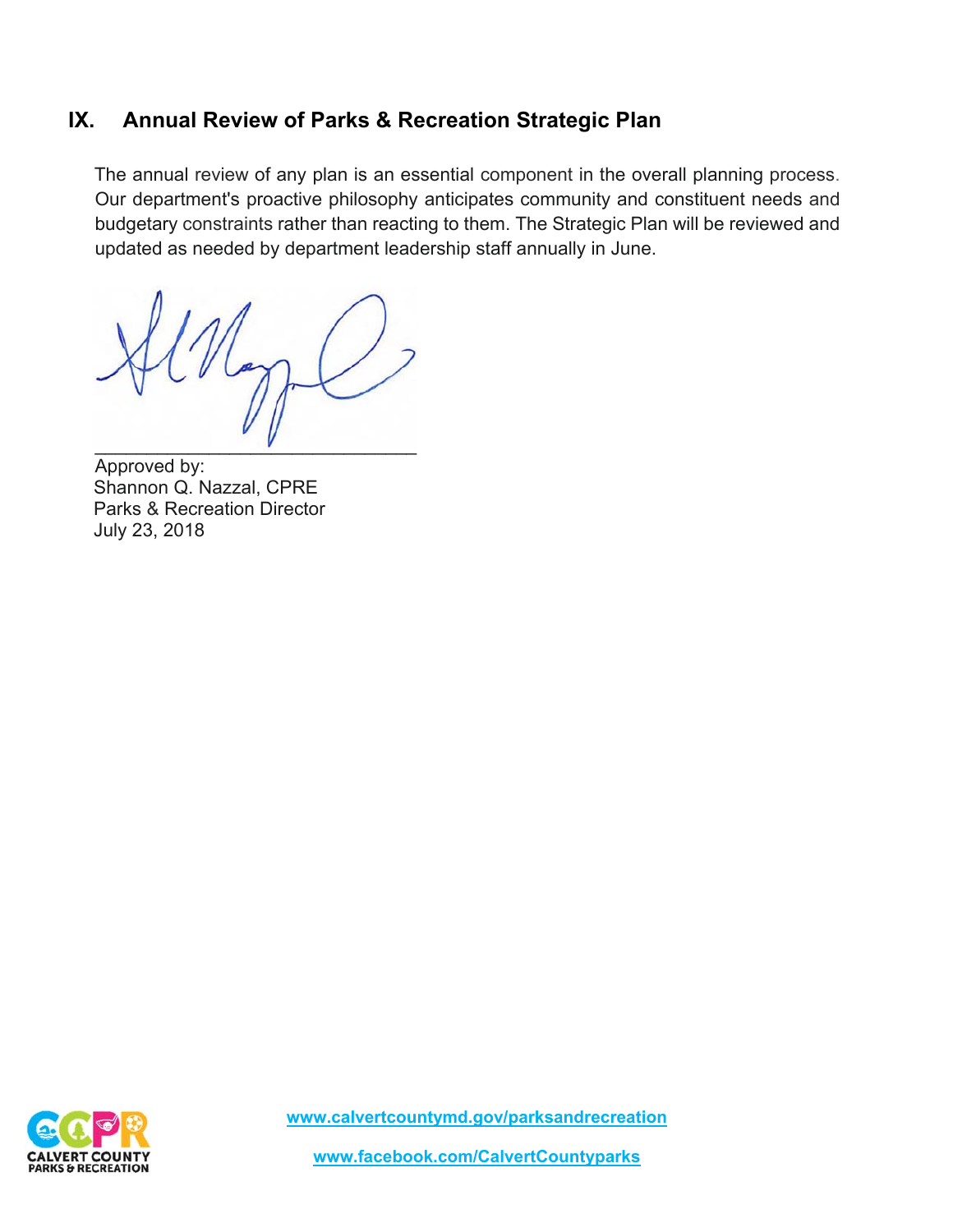## IX. Annual Review of Parks & Recreation Strategic Plan

The annual review of any plan is an essential component in the overall planning process. Our department's proactive philosophy anticipates community and constituent needs and budgetary constraints rather than reacting to them. The Strategic Plan will be reviewed and updated as needed by department leadership staff annually in June.

________________________________

Approved by:
Shannon Q. Nazzal, CPRE
Parks & Recreation Director
July 23, 2018

www.calvertcountymd.gov/parksandrecreation

www.facebook.com/CalvertCountyparks